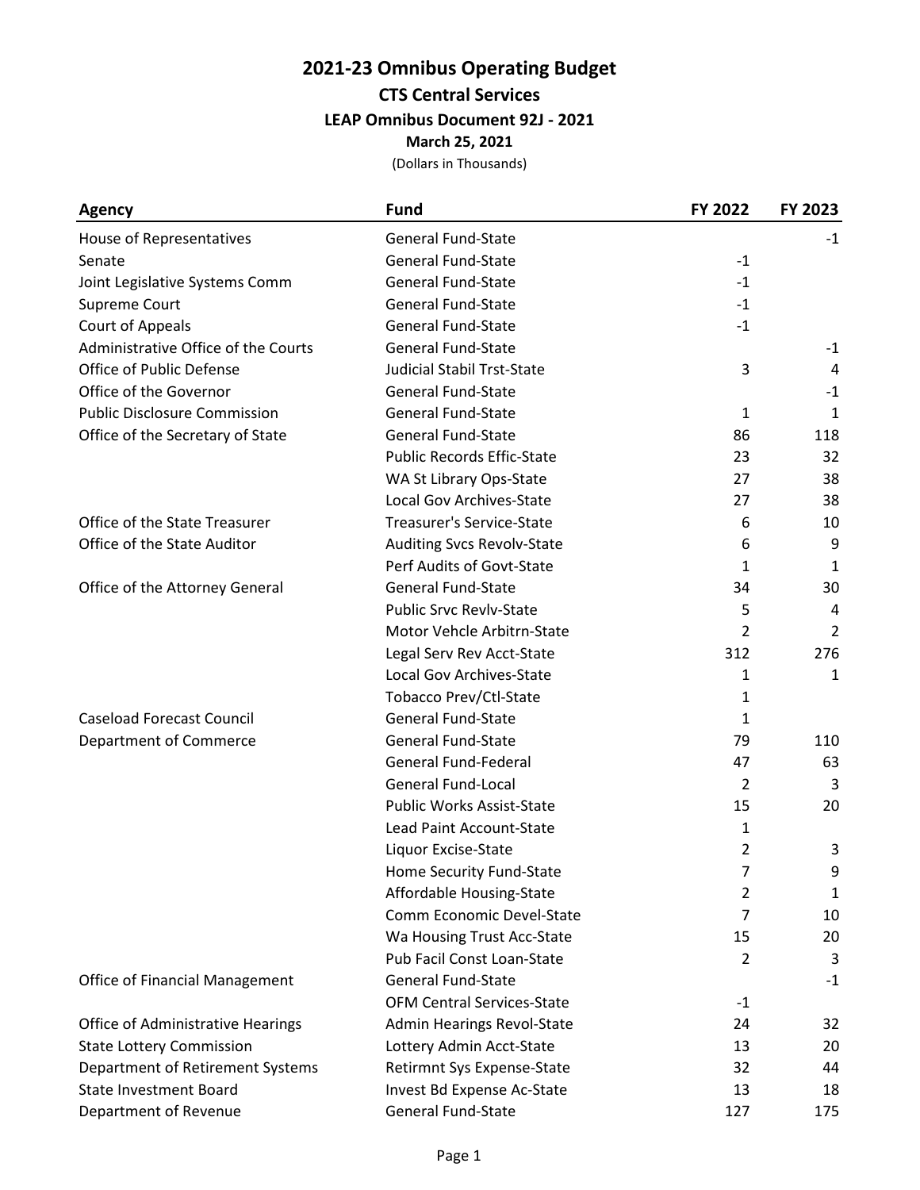# 2021-23 Omnibus Operating Budget

## CTS Central Services

### LEAP Omnibus Document 92J - 2021

**March 25, 2021**

(Dollars in Thousands)

| Agency | Fund | FY 2022 | FY 2023 |
|---|---|---|---|
| House of Representatives | General Fund-State | | -1 |
| Senate | General Fund-State | -1 | |
| Joint Legislative Systems Comm | General Fund-State | -1 | |
| Supreme Court | General Fund-State | -1 | |
| Court of Appeals | General Fund-State | -1 | |
| Administrative Office of the Courts | General Fund-State | | -1 |
| Office of Public Defense | Judicial Stabil Trst-State | 3 | 4 |
| Office of the Governor | General Fund-State | | -1 |
| Public Disclosure Commission | General Fund-State | 1 | 1 |
| Office of the Secretary of State | General Fund-State | 86 | 118 |
| | Public Records Effic-State | 23 | 32 |
| | WA St Library Ops-State | 27 | 38 |
| | Local Gov Archives-State | 27 | 38 |
| Office of the State Treasurer | Treasurer's Service-State | 6 | 10 |
| Office of the State Auditor | Auditing Svcs Revolv-State | 6 | 9 |
| | Perf Audits of Govt-State | 1 | 1 |
| Office of the Attorney General | General Fund-State | 34 | 30 |
| | Public Srvc Revlv-State | 5 | 4 |
| | Motor Vehcle Arbitrn-State | 2 | 2 |
| | Legal Serv Rev Acct-State | 312 | 276 |
| | Local Gov Archives-State | 1 | 1 |
| | Tobacco Prev/Ctl-State | 1 | |
| Caseload Forecast Council | General Fund-State | 1 | |
| Department of Commerce | General Fund-State | 79 | 110 |
| | General Fund-Federal | 47 | 63 |
| | General Fund-Local | 2 | 3 |
| | Public Works Assist-State | 15 | 20 |
| | Lead Paint Account-State | 1 | |
| | Liquor Excise-State | 2 | 3 |
| | Home Security Fund-State | 7 | 9 |
| | Affordable Housing-State | 2 | 1 |
| | Comm Economic Devel-State | 7 | 10 |
| | Wa Housing Trust Acc-State | 15 | 20 |
| | Pub Facil Const Loan-State | 2 | 3 |
| Office of Financial Management | General Fund-State | | -1 |
| | OFM Central Services-State | -1 | |
| Office of Administrative Hearings | Admin Hearings Revol-State | 24 | 32 |
| State Lottery Commission | Lottery Admin Acct-State | 13 | 20 |
| Department of Retirement Systems | Retirmnt Sys Expense-State | 32 | 44 |
| State Investment Board | Invest Bd Expense Ac-State | 13 | 18 |
| Department of Revenue | General Fund-State | 127 | 175 |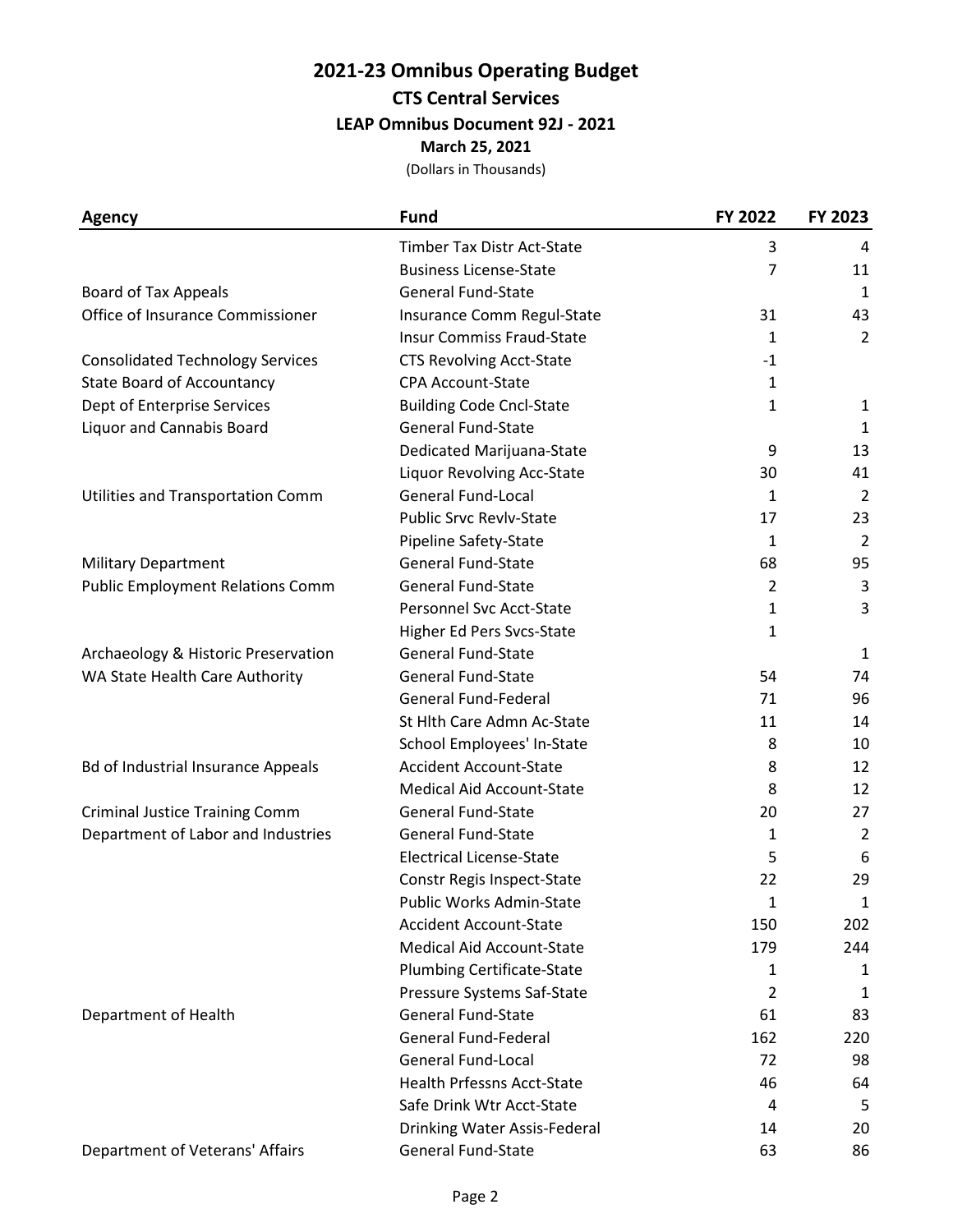# 2021-23 Omnibus Operating Budget

## CTS Central Services

### LEAP Omnibus Document 92J - 2021

**March 25, 2021**

(Dollars in Thousands)

| Agency | Fund | FY 2022 | FY 2023 |
|---|---|---|---|
| | Timber Tax Distr Act-State | 3 | 4 |
| | Business License-State | 7 | 11 |
| Board of Tax Appeals | General Fund-State | | 1 |
| Office of Insurance Commissioner | Insurance Comm Regul-State | 31 | 43 |
| | Insur Commiss Fraud-State | 1 | 2 |
| Consolidated Technology Services | CTS Revolving Acct-State | -1 | |
| State Board of Accountancy | CPA Account-State | 1 | |
| Dept of Enterprise Services | Building Code Cncl-State | 1 | 1 |
| Liquor and Cannabis Board | General Fund-State | | 1 |
| | Dedicated Marijuana-State | 9 | 13 |
| | Liquor Revolving Acc-State | 30 | 41 |
| Utilities and Transportation Comm | General Fund-Local | 1 | 2 |
| | Public Srvc Revlv-State | 17 | 23 |
| | Pipeline Safety-State | 1 | 2 |
| Military Department | General Fund-State | 68 | 95 |
| Public Employment Relations Comm | General Fund-State | 2 | 3 |
| | Personnel Svc Acct-State | 1 | 3 |
| | Higher Ed Pers Svcs-State | 1 | |
| Archaeology & Historic Preservation | General Fund-State | | 1 |
| WA State Health Care Authority | General Fund-State | 54 | 74 |
| | General Fund-Federal | 71 | 96 |
| | St Hlth Care Admn Ac-State | 11 | 14 |
| | School Employees' In-State | 8 | 10 |
| Bd of Industrial Insurance Appeals | Accident Account-State | 8 | 12 |
| | Medical Aid Account-State | 8 | 12 |
| Criminal Justice Training Comm | General Fund-State | 20 | 27 |
| Department of Labor and Industries | General Fund-State | 1 | 2 |
| | Electrical License-State | 5 | 6 |
| | Constr Regis Inspect-State | 22 | 29 |
| | Public Works Admin-State | 1 | 1 |
| | Accident Account-State | 150 | 202 |
| | Medical Aid Account-State | 179 | 244 |
| | Plumbing Certificate-State | 1 | 1 |
| | Pressure Systems Saf-State | 2 | 1 |
| Department of Health | General Fund-State | 61 | 83 |
| | General Fund-Federal | 162 | 220 |
| | General Fund-Local | 72 | 98 |
| | Health Prfessns Acct-State | 46 | 64 |
| | Safe Drink Wtr Acct-State | 4 | 5 |
| | Drinking Water Assis-Federal | 14 | 20 |
| Department of Veterans' Affairs | General Fund-State | 63 | 86 |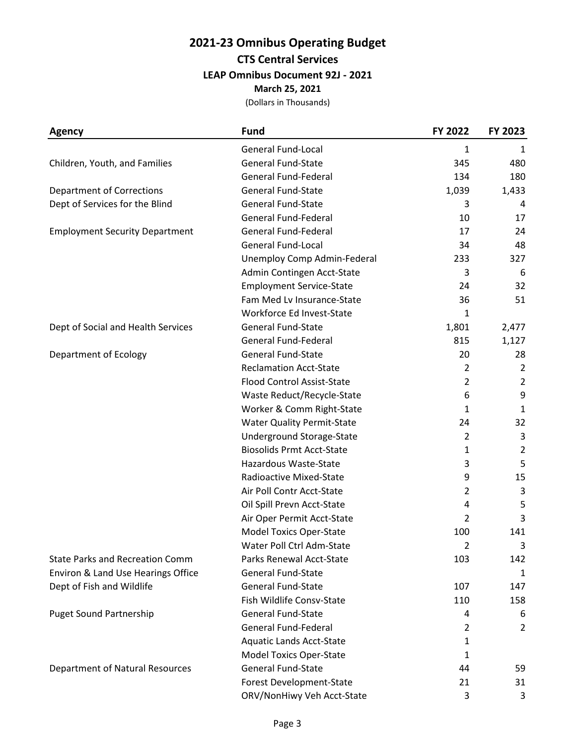# 2021-23 Omnibus Operating Budget

## CTS Central Services

### LEAP Omnibus Document 92J - 2021

**March 25, 2021**

(Dollars in Thousands)

| Agency | Fund | FY 2022 | FY 2023 |
|---|---|---|---|
| | General Fund-Local | 1 | 1 |
| Children, Youth, and Families | General Fund-State | 345 | 480 |
| | General Fund-Federal | 134 | 180 |
| Department of Corrections | General Fund-State | 1,039 | 1,433 |
| Dept of Services for the Blind | General Fund-State | 3 | 4 |
| | General Fund-Federal | 10 | 17 |
| Employment Security Department | General Fund-Federal | 17 | 24 |
| | General Fund-Local | 34 | 48 |
| | Unemploy Comp Admin-Federal | 233 | 327 |
| | Admin Contingen Acct-State | 3 | 6 |
| | Employment Service-State | 24 | 32 |
| | Fam Med Lv Insurance-State | 36 | 51 |
| | Workforce Ed Invest-State | 1 | |
| Dept of Social and Health Services | General Fund-State | 1,801 | 2,477 |
| | General Fund-Federal | 815 | 1,127 |
| Department of Ecology | General Fund-State | 20 | 28 |
| | Reclamation Acct-State | 2 | 2 |
| | Flood Control Assist-State | 2 | 2 |
| | Waste Reduct/Recycle-State | 6 | 9 |
| | Worker & Comm Right-State | 1 | 1 |
| | Water Quality Permit-State | 24 | 32 |
| | Underground Storage-State | 2 | 3 |
| | Biosolids Prmt Acct-State | 1 | 2 |
| | Hazardous Waste-State | 3 | 5 |
| | Radioactive Mixed-State | 9 | 15 |
| | Air Poll Contr Acct-State | 2 | 3 |
| | Oil Spill Prevn Acct-State | 4 | 5 |
| | Air Oper Permit Acct-State | 2 | 3 |
| | Model Toxics Oper-State | 100 | 141 |
| | Water Poll Ctrl Adm-State | 2 | 3 |
| State Parks and Recreation Comm | Parks Renewal Acct-State | 103 | 142 |
| Environ & Land Use Hearings Office | General Fund-State | | 1 |
| Dept of Fish and Wildlife | General Fund-State | 107 | 147 |
| | Fish Wildlife Consv-State | 110 | 158 |
| Puget Sound Partnership | General Fund-State | 4 | 6 |
| | General Fund-Federal | 2 | 2 |
| | Aquatic Lands Acct-State | 1 | |
| | Model Toxics Oper-State | 1 | |
| Department of Natural Resources | General Fund-State | 44 | 59 |
| | Forest Development-State | 21 | 31 |
| | ORV/NonHiwy Veh Acct-State | 3 | 3 |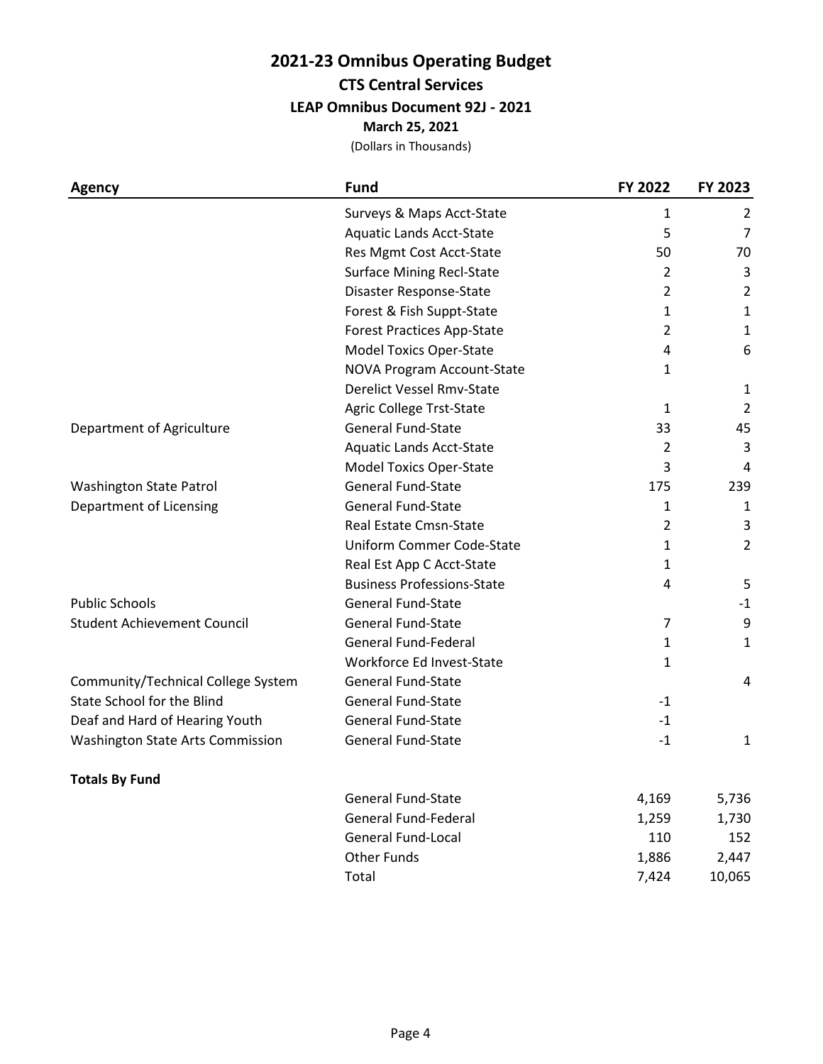# 2021-23 Omnibus Operating Budget

## CTS Central Services

### LEAP Omnibus Document 92J - 2021

**March 25, 2021**

(Dollars in Thousands)

| Agency | Fund | FY 2022 | FY 2023 |
|---|---|---|---|
| | Surveys & Maps Acct-State | 1 | 2 |
| | Aquatic Lands Acct-State | 5 | 7 |
| | Res Mgmt Cost Acct-State | 50 | 70 |
| | Surface Mining Recl-State | 2 | 3 |
| | Disaster Response-State | 2 | 2 |
| | Forest & Fish Suppt-State | 1 | 1 |
| | Forest Practices App-State | 2 | 1 |
| | Model Toxics Oper-State | 4 | 6 |
| | NOVA Program Account-State | 1 | |
| | Derelict Vessel Rmv-State | | 1 |
| | Agric College Trst-State | 1 | 2 |
| Department of Agriculture | General Fund-State | 33 | 45 |
| | Aquatic Lands Acct-State | 2 | 3 |
| | Model Toxics Oper-State | 3 | 4 |
| Washington State Patrol | General Fund-State | 175 | 239 |
| Department of Licensing | General Fund-State | 1 | 1 |
| | Real Estate Cmsn-State | 2 | 3 |
| | Uniform Commer Code-State | 1 | 2 |
| | Real Est App C Acct-State | 1 | |
| | Business Professions-State | 4 | 5 |
| Public Schools | General Fund-State | | -1 |
| Student Achievement Council | General Fund-State | 7 | 9 |
| | General Fund-Federal | 1 | 1 |
| | Workforce Ed Invest-State | 1 | |
| Community/Technical College System | General Fund-State | | 4 |
| State School for the Blind | General Fund-State | -1 | |
| Deaf and Hard of Hearing Youth | General Fund-State | -1 | |
| Washington State Arts Commission | General Fund-State | -1 | 1 |
| **Totals By Fund** | | | |
| | General Fund-State | 4,169 | 5,736 |
| | General Fund-Federal | 1,259 | 1,730 |
| | General Fund-Local | 110 | 152 |
| | Other Funds | 1,886 | 2,447 |
| | Total | 7,424 | 10,065 |